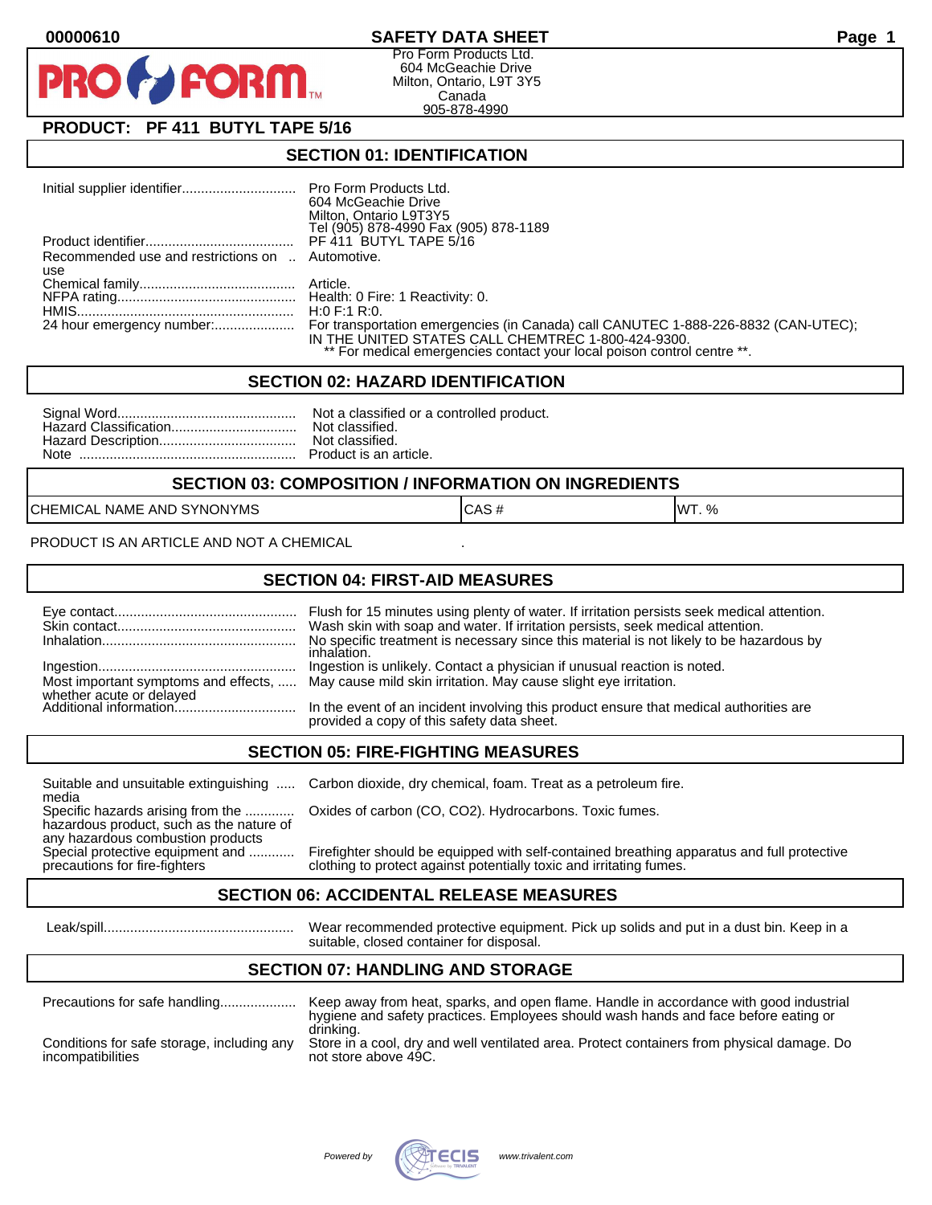00000610

# SAFETY DATA SHEET

Pro Form Products Ltd.
604 McGeachie Drive
Milton, Ontario, L9T 3Y5
Canada
905-878-4990

## PRODUCT: PF 411 BUTYL TAPE 5/16

## SECTION 01: IDENTIFICATION

| | |
|---|---|
| Initial supplier identifier | Pro Form Products Ltd.<br>604 McGeachie Drive<br>Milton, Ontario L9T3Y5<br>Tel (905) 878-4990 Fax (905) 878-1189 |
| Product identifier | PF 411 BUTYL TAPE 5/16 |
| Recommended use and restrictions on use | Automotive. |
| Chemical family | Article. |
| NFPA rating | Health: 0 Fire: 1 Reactivity: 0. |
| HMIS | H:0 F:1 R:0. |
| 24 hour emergency number: | For transportation emergencies (in Canada) call CANUTEC 1-888-226-8832 (CAN-UTEC); IN THE UNITED STATES CALL CHEMTREC 1-800-424-9300.<br>** For medical emergencies contact your local poison control centre **. |

## SECTION 02: HAZARD IDENTIFICATION

| | |
|---|---|
| Signal Word | Not a classified or a controlled product. |
| Hazard Classification | Not classified. |
| Hazard Description | Not classified. |
| Note | Product is an article. |

## SECTION 03: COMPOSITION / INFORMATION ON INGREDIENTS

| CHEMICAL NAME AND SYNONYMS | CAS # | WT. % |
|---|---|---|

PRODUCT IS AN ARTICLE AND NOT A CHEMICAL .

## SECTION 04: FIRST-AID MEASURES

| | |
|---|---|
| Eye contact | Flush for 15 minutes using plenty of water. If irritation persists seek medical attention. |
| Skin contact | Wash skin with soap and water. If irritation persists, seek medical attention. |
| Inhalation | No specific treatment is necessary since this material is not likely to be hazardous by inhalation. |
| Ingestion | Ingestion is unlikely. Contact a physician if unusual reaction is noted. |
| Most important symptoms and effects, whether acute or delayed | May cause mild skin irritation. May cause slight eye irritation. |
| Additional information | In the event of an incident involving this product ensure that medical authorities are provided a copy of this safety data sheet. |

## SECTION 05: FIRE-FIGHTING MEASURES

| | |
|---|---|
| Suitable and unsuitable extinguishing media | Carbon dioxide, dry chemical, foam. Treat as a petroleum fire. |
| Specific hazards arising from the hazardous product, such as the nature of any hazardous combustion products | Oxides of carbon (CO, CO2). Hydrocarbons. Toxic fumes. |
| Special protective equipment and precautions for fire-fighters | Firefighter should be equipped with self-contained breathing apparatus and full protective clothing to protect against potentially toxic and irritating fumes. |

## SECTION 06: ACCIDENTAL RELEASE MEASURES

| | |
|---|---|
| Leak/spill | Wear recommended protective equipment. Pick up solids and put in a dust bin. Keep in a suitable, closed container for disposal. |

## SECTION 07: HANDLING AND STORAGE

| | |
|---|---|
| Precautions for safe handling | Keep away from heat, sparks, and open flame. Handle in accordance with good industrial hygiene and safety practices. Employees should wash hands and face before eating or drinking. |
| Conditions for safe storage, including any incompatibilities | Store in a cool, dry and well ventilated area. Protect containers from physical damage. Do not store above 49C. |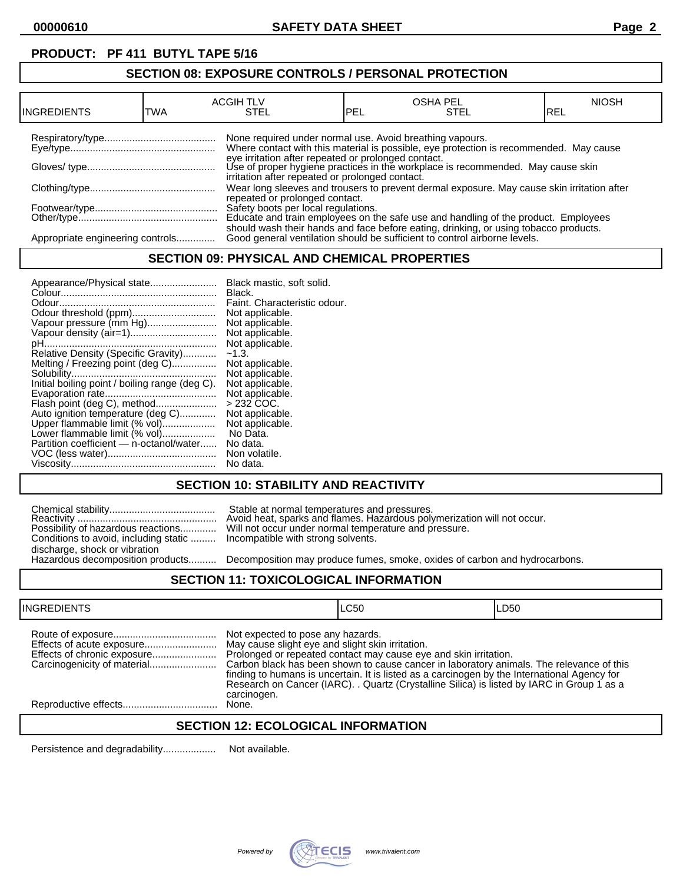**PRODUCT: PF 411 BUTYL TAPE 5/16**

## SECTION 08: EXPOSURE CONTROLS / PERSONAL PROTECTION

| INGREDIENTS | ACGIH TLV TWA | ACGIH TLV STEL | OSHA PEL PEL | OSHA PEL STEL | NIOSH REL |
|---|---|---|---|---|---|

| | |
|---|---|
| Respiratory/type | None required under normal use. Avoid breathing vapours. |
| Eye/type | Where contact with this material is possible, eye protection is recommended. May cause eye irritation after repeated or prolonged contact. |
| Gloves/ type | Use of proper hygiene practices in the workplace is recommended. May cause skin irritation after repeated or prolonged contact. |
| Clothing/type | Wear long sleeves and trousers to prevent dermal exposure. May cause skin irritation after repeated or prolonged contact. |
| Footwear/type | Safety boots per local regulations. |
| Other/type | Educate and train employees on the safe use and handling of the product. Employees should wash their hands and face before eating, drinking, or using tobacco products. |
| Appropriate engineering controls | Good general ventilation should be sufficient to control airborne levels. |

## SECTION 09: PHYSICAL AND CHEMICAL PROPERTIES

| | |
|---|---|
| Appearance/Physical state | Black mastic, soft solid. |
| Colour | Black. |
| Odour | Faint. Characteristic odour. |
| Odour threshold (ppm) | Not applicable. |
| Vapour pressure (mm Hg) | Not applicable. |
| Vapour density (air=1) | Not applicable. |
| pH | Not applicable. |
| Relative Density (Specific Gravity) | ~1.3. |
| Melting / Freezing point (deg C) | Not applicable. |
| Solubility | Not applicable. |
| Initial boiling point / boiling range (deg C). | Not applicable. |
| Evaporation rate | Not applicable. |
| Flash point (deg C), method | > 232 COC. |
| Auto ignition temperature (deg C) | Not applicable. |
| Upper flammable limit (% vol) | Not applicable. |
| Lower flammable limit (% vol) | No Data. |
| Partition coefficient — n-octanol/water | No data. |
| VOC (less water) | Non volatile. |
| Viscosity | No data. |

## SECTION 10: STABILITY AND REACTIVITY

| | |
|---|---|
| Chemical stability | Stable at normal temperatures and pressures. |
| Reactivity | Avoid heat, sparks and flames. Hazardous polymerization will not occur. |
| Possibility of hazardous reactions | Will not occur under normal temperature and pressure. |
| Conditions to avoid, including static discharge, shock or vibration | Incompatible with strong solvents. |
| Hazardous decomposition products | Decomposition may produce fumes, smoke, oxides of carbon and hydrocarbons. |

## SECTION 11: TOXICOLOGICAL INFORMATION

| INGREDIENTS | LC50 | LD50 |
|---|---|---|

| | |
|---|---|
| Route of exposure | Not expected to pose any hazards. |
| Effects of acute exposure | May cause slight eye and slight skin irritation. |
| Effects of chronic exposure | Prolonged or repeated contact may cause eye and skin irritation. |
| Carcinogenicity of material | Carbon black has been shown to cause cancer in laboratory animals. The relevance of this finding to humans is uncertain. It is listed as a carcinogen by the International Agency for Research on Cancer (IARC). . Quartz (Crystalline Silica) is listed by IARC in Group 1 as a carcinogen. |
| Reproductive effects | None. |

## SECTION 12: ECOLOGICAL INFORMATION

| | |
|---|---|
| Persistence and degradability | Not available. |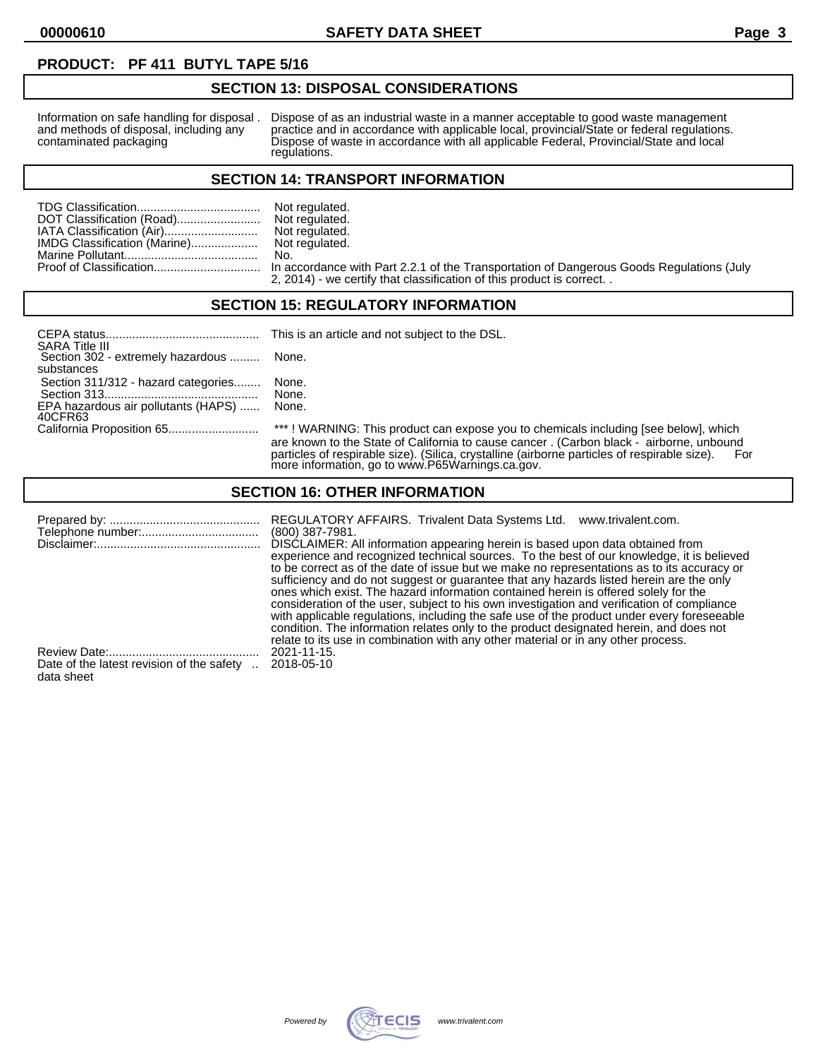**PRODUCT: PF 411 BUTYL TAPE 5/16**

## SECTION 13: DISPOSAL CONSIDERATIONS

| | |
|---|---|
| Information on safe handling for disposal and methods of disposal, including any contaminated packaging | Dispose of as an industrial waste in a manner acceptable to good waste management practice and in accordance with applicable local, provincial/State or federal regulations. Dispose of waste in accordance with all applicable Federal, Provincial/State and local regulations. |

## SECTION 14: TRANSPORT INFORMATION

| | |
|---|---|
| TDG Classification | Not regulated. |
| DOT Classification (Road) | Not regulated. |
| IATA Classification (Air) | Not regulated. |
| IMDG Classification (Marine) | Not regulated. |
| Marine Pollutant | No. |
| Proof of Classification | In accordance with Part 2.2.1 of the Transportation of Dangerous Goods Regulations (July 2, 2014) - we certify that classification of this product is correct. . |

## SECTION 15: REGULATORY INFORMATION

| | |
|---|---|
| CEPA status | This is an article and not subject to the DSL. |
| SARA Title III | |
| Section 302 - extremely hazardous substances | None. |
| Section 311/312 - hazard categories | None. |
| Section 313 | None. |
| EPA hazardous air pollutants (HAPS) 40CFR63 | None. |
| California Proposition 65 | *** ! WARNING: This product can expose you to chemicals including [see below], which are known to the State of California to cause cancer . (Carbon black - airborne, unbound particles of respirable size). (Silica, crystalline (airborne particles of respirable size). For more information, go to www.P65Warnings.ca.gov. |

## SECTION 16: OTHER INFORMATION

| | |
|---|---|
| Prepared by: | REGULATORY AFFAIRS. Trivalent Data Systems Ltd. www.trivalent.com. |
| Telephone number: | (800) 387-7981. |
| Disclaimer: | DISCLAIMER: All information appearing herein is based upon data obtained from experience and recognized technical sources. To the best of our knowledge, it is believed to be correct as of the date of issue but we make no representations as to its accuracy or sufficiency and do not suggest or guarantee that any hazards listed herein are the only ones which exist. The hazard information contained herein is offered solely for the consideration of the user, subject to his own investigation and verification of compliance with applicable regulations, including the safe use of the product under every foreseeable condition. The information relates only to the product designated herein, and does not relate to its use in combination with any other material or in any other process. |
| Review Date: | 2021-11-15. |
| Date of the latest revision of the safety data sheet | 2018-05-10 |